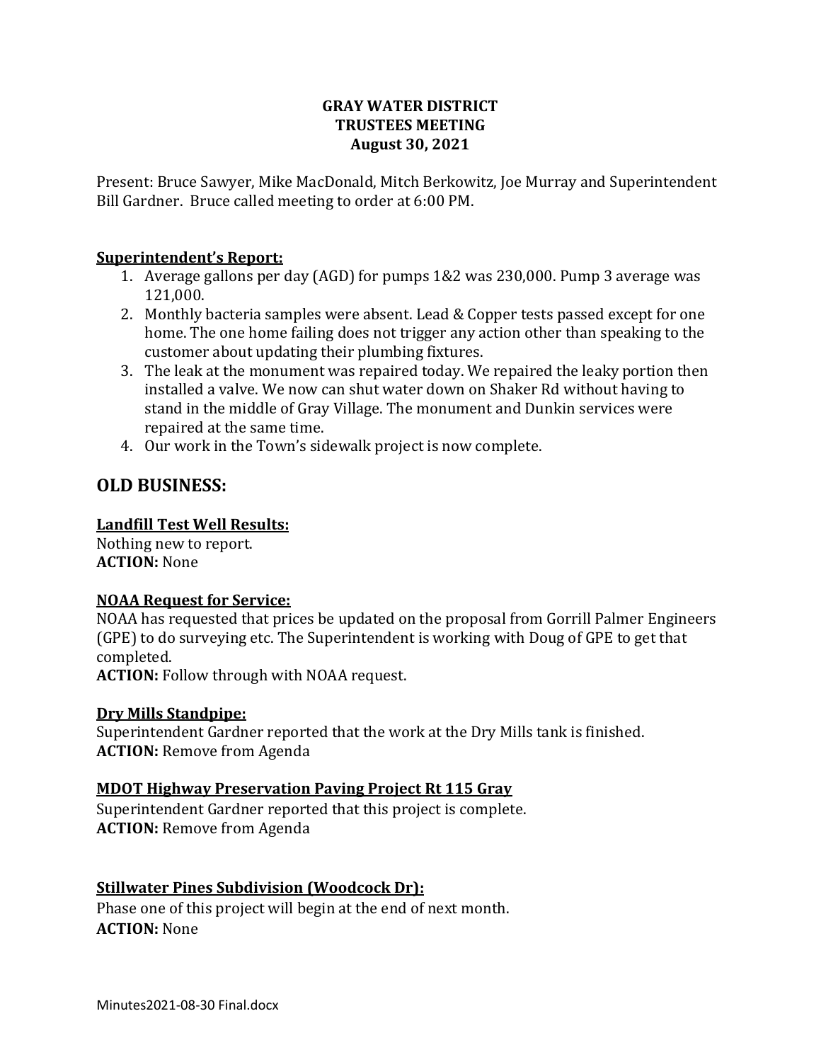**GRAY WATER DISTRICT**
**TRUSTEES MEETING**
**August 30, 2021**

Present: Bruce Sawyer, Mike MacDonald, Mitch Berkowitz, Joe Murray and Superintendent Bill Gardner. Bruce called meeting to order at 6:00 PM.

**Superintendent's Report:**

1. Average gallons per day (AGD) for pumps 1&2 was 230,000. Pump 3 average was 121,000.
2. Monthly bacteria samples were absent. Lead & Copper tests passed except for one home. The one home failing does not trigger any action other than speaking to the customer about updating their plumbing fixtures.
3. The leak at the monument was repaired today. We repaired the leaky portion then installed a valve. We now can shut water down on Shaker Rd without having to stand in the middle of Gray Village. The monument and Dunkin services were repaired at the same time.
4. Our work in the Town's sidewalk project is now complete.

## OLD BUSINESS:

**Landfill Test Well Results:**
Nothing new to report.
**ACTION:** None

**NOAA Request for Service:**
NOAA has requested that prices be updated on the proposal from Gorrill Palmer Engineers (GPE) to do surveying etc. The Superintendent is working with Doug of GPE to get that completed.
**ACTION:** Follow through with NOAA request.

**Dry Mills Standpipe:**
Superintendent Gardner reported that the work at the Dry Mills tank is finished.
**ACTION:** Remove from Agenda

**MDOT Highway Preservation Paving Project Rt 115 Gray**
Superintendent Gardner reported that this project is complete.
**ACTION:** Remove from Agenda

**Stillwater Pines Subdivision (Woodcock Dr):**
Phase one of this project will begin at the end of next month.
**ACTION:** None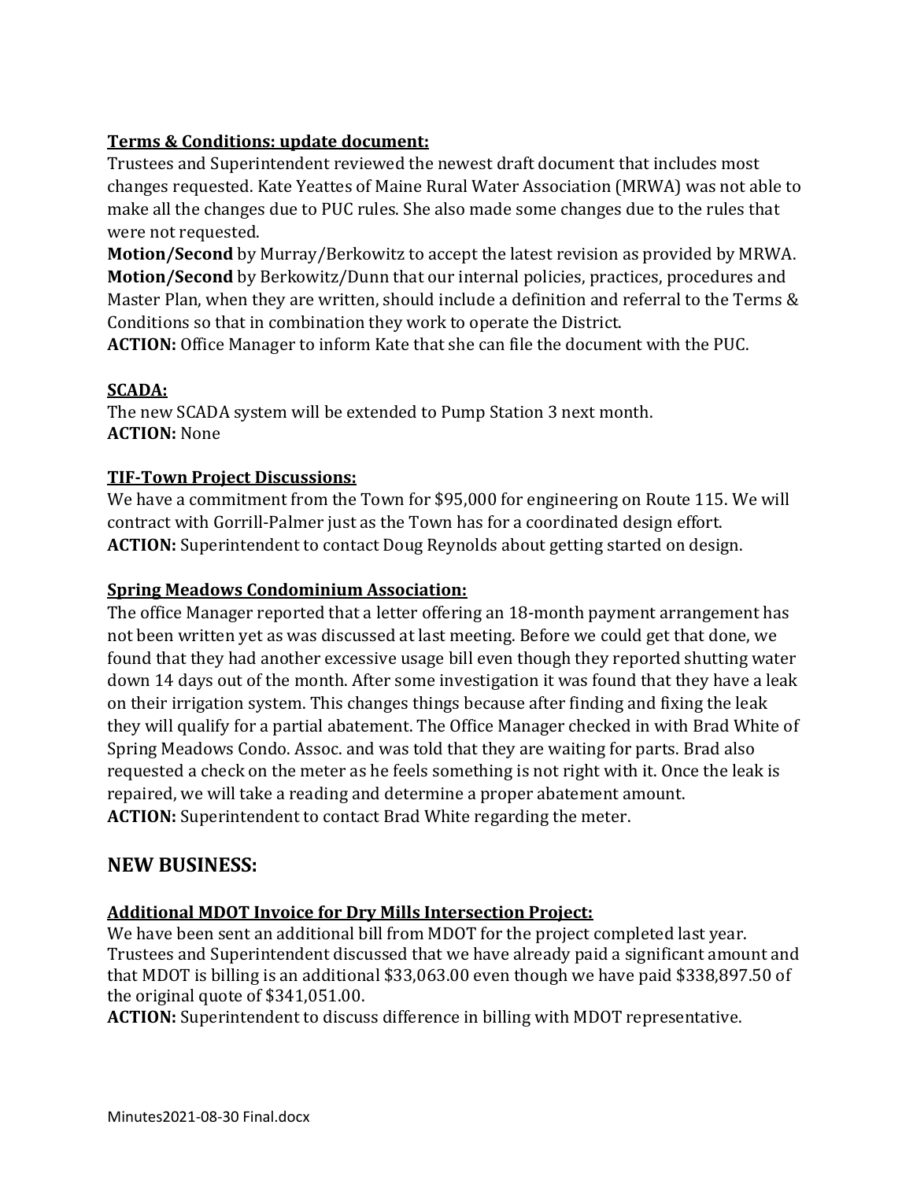**Terms & Conditions: update document:**

Trustees and Superintendent reviewed the newest draft document that includes most changes requested. Kate Yeattes of Maine Rural Water Association (MRWA) was not able to make all the changes due to PUC rules. She also made some changes due to the rules that were not requested.

**Motion/Second** by Murray/Berkowitz to accept the latest revision as provided by MRWA.

**Motion/Second** by Berkowitz/Dunn that our internal policies, practices, procedures and Master Plan, when they are written, should include a definition and referral to the Terms & Conditions so that in combination they work to operate the District.

**ACTION:** Office Manager to inform Kate that she can file the document with the PUC.

**SCADA:**

The new SCADA system will be extended to Pump Station 3 next month.

**ACTION:** None

**TIF-Town Project Discussions:**

We have a commitment from the Town for $95,000 for engineering on Route 115. We will contract with Gorrill-Palmer just as the Town has for a coordinated design effort.

**ACTION:** Superintendent to contact Doug Reynolds about getting started on design.

**Spring Meadows Condominium Association:**

The office Manager reported that a letter offering an 18-month payment arrangement has not been written yet as was discussed at last meeting. Before we could get that done, we found that they had another excessive usage bill even though they reported shutting water down 14 days out of the month. After some investigation it was found that they have a leak on their irrigation system. This changes things because after finding and fixing the leak they will qualify for a partial abatement. The Office Manager checked in with Brad White of Spring Meadows Condo. Assoc. and was told that they are waiting for parts. Brad also requested a check on the meter as he feels something is not right with it. Once the leak is repaired, we will take a reading and determine a proper abatement amount.

**ACTION:** Superintendent to contact Brad White regarding the meter.

## NEW BUSINESS:

**Additional MDOT Invoice for Dry Mills Intersection Project:**

We have been sent an additional bill from MDOT for the project completed last year. Trustees and Superintendent discussed that we have already paid a significant amount and that MDOT is billing is an additional $33,063.00 even though we have paid $338,897.50 of the original quote of $341,051.00.

**ACTION:** Superintendent to discuss difference in billing with MDOT representative.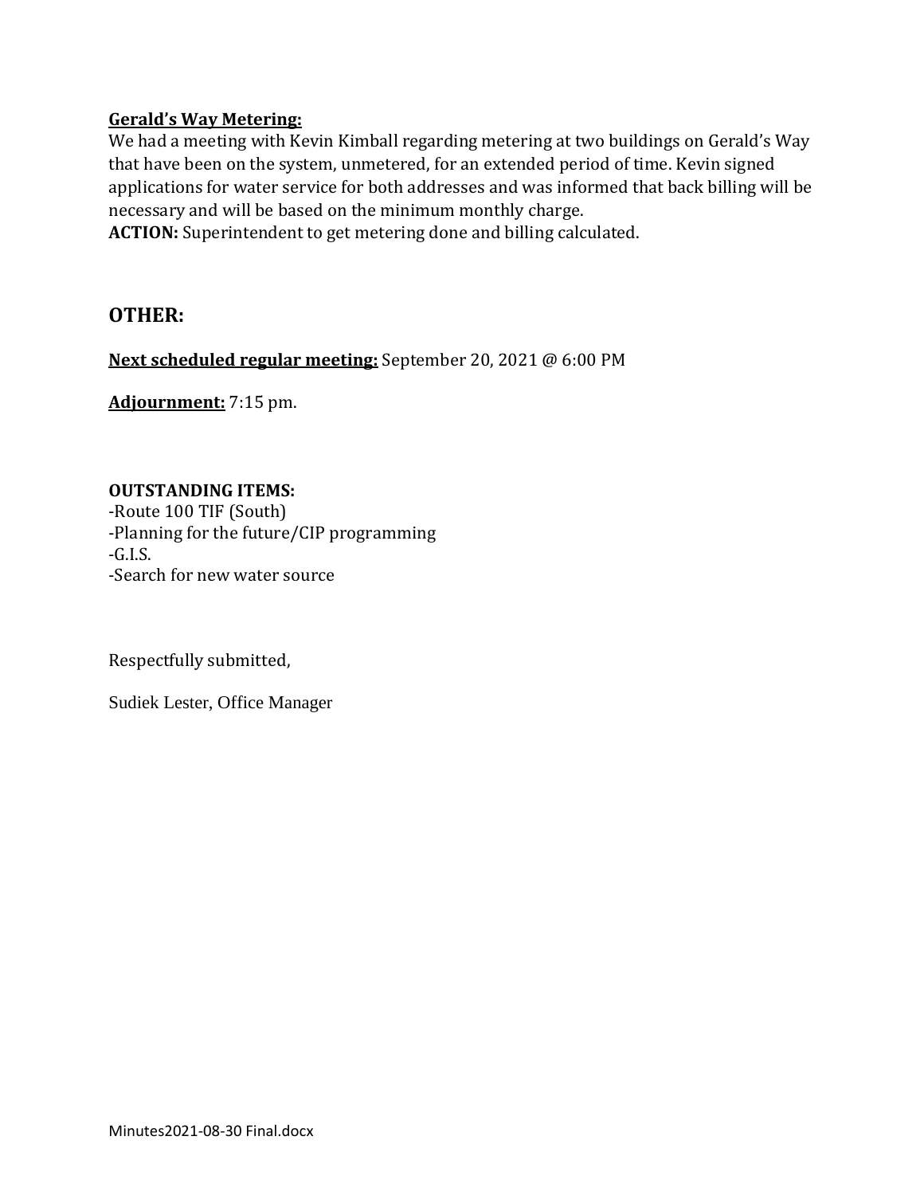**Gerald's Way Metering:**

We had a meeting with Kevin Kimball regarding metering at two buildings on Gerald's Way that have been on the system, unmetered, for an extended period of time. Kevin signed applications for water service for both addresses and was informed that back billing will be necessary and will be based on the minimum monthly charge.

**ACTION:** Superintendent to get metering done and billing calculated.

## OTHER:

**Next scheduled regular meeting:** September 20, 2021 @ 6:00 PM

**Adjournment:** 7:15 pm.

**OUTSTANDING ITEMS:**

-Route 100 TIF (South)
-Planning for the future/CIP programming
-G.I.S.
-Search for new water source

Respectfully submitted,

Sudiek Lester, Office Manager